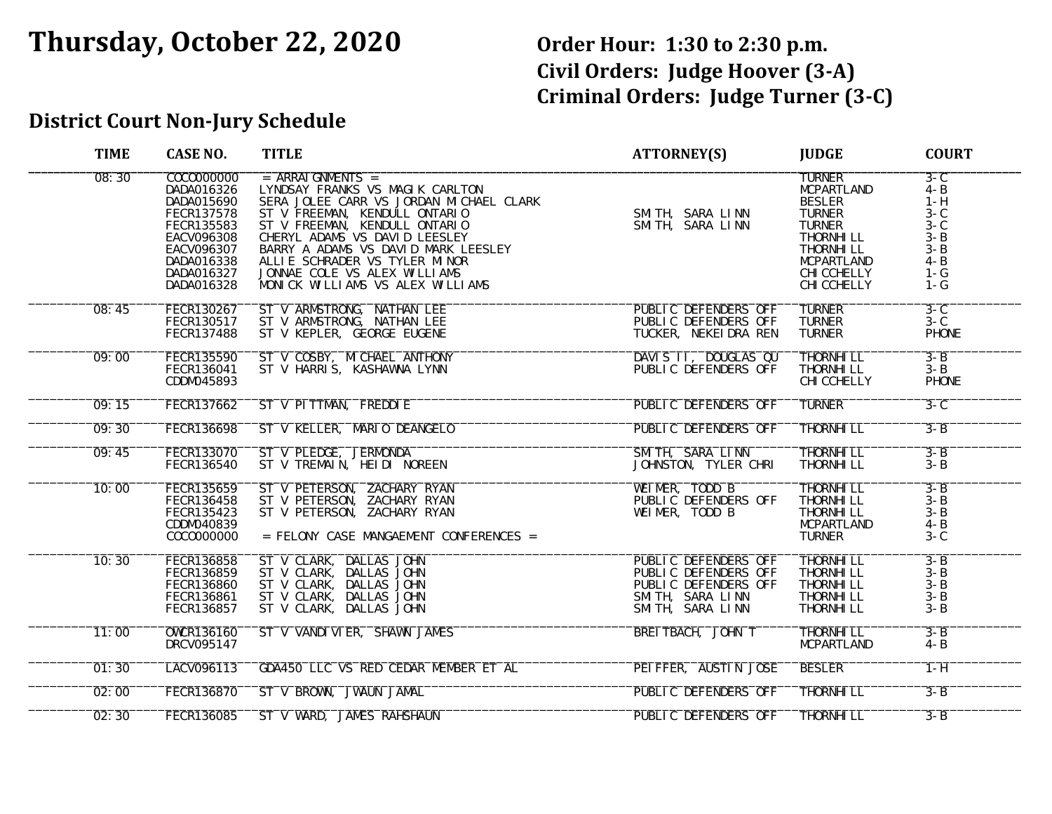# Thursday, October 22, 2020

**Order Hour: 1:30 to 2:30 p.m.**
**Civil Orders: Judge Hoover (3-A)**
**Criminal Orders: Judge Turner (3-C)**

## District Court Non-Jury Schedule

| TIME | CASE NO. | TITLE | ATTORNEY(S) | JUDGE | COURT |
|---|---|---|---|---|---|
| 08:30 | COCO000000 | = ARRAIGNMENTS = | | TURNER | 3-C |
| | DADA016326 | LYNDSAY FRANKS VS MAGIK CARLTON | | MCPARTLAND | 4-B |
| | DADA015690 | SERA JOLEE CARR VS JORDAN MICHAEL CLARK | | BESLER | 1-H |
| | FECR137578 | ST V FREEMAN, KENDULL ONTARIO | SMITH, SARA LINN | TURNER | 3-C |
| | FECR135583 | ST V FREEMAN, KENDULL ONTARIO | SMITH, SARA LINN | TURNER | 3-C |
| | EACV096308 | CHERYL ADAMS VS DAVID LEESLEY | | THORNHILL | 3-B |
| | EACV096307 | BARRY A ADAMS VS DAVID MARK LEESLEY | | THORNHILL | 3-B |
| | DADA016338 | ALLIE SCHRADER VS TYLER MINOR | | MCPARTLAND | 4-B |
| | DADA016327 | JONNAE COLE VS ALEX WILLIAMS | | CHICCHELLY | 1-G |
| | DADA016328 | MONICK WILLIAMS VS ALEX WILLIAMS | | CHICCHELLY | 1-G |
| 08:45 | FECR130267 | ST V ARMSTRONG, NATHAN LEE | PUBLIC DEFENDERS OFF | TURNER | 3-C |
| | FECR130517 | ST V ARMSTRONG, NATHAN LEE | PUBLIC DEFENDERS OFF | TURNER | 3-C |
| | FECR137488 | ST V KEPLER, GEORGE EUGENE | TUCKER, NEKEIDRA REN | TURNER | PHONE |
| 09:00 | FECR135590 | ST V COSBY, MICHAEL ANTHONY | DAVIS II, DOUGLAS QU | THORNHILL | 3-B |
| | FECR136041 | ST V HARRIS, KASHAWNA LYNN | PUBLIC DEFENDERS OFF | THORNHILL | 3-B |
| | CDDM045893 | | | CHICCHELLY | PHONE |
| 09:15 | FECR137662 | ST V PITTMAN, FREDDIE | PUBLIC DEFENDERS OFF | TURNER | 3-C |
| 09:30 | FECR136698 | ST V KELLER, MARIO DEANGELO | PUBLIC DEFENDERS OFF | THORNHILL | 3-B |
| 09:45 | FECR133070 | ST V PLEDGE, JERMONDA | SMITH, SARA LINN | THORNHILL | 3-B |
| | FECR136540 | ST V TREMAIN, HEIDI NOREEN | JOHNSTON, TYLER CHRI | THORNHILL | 3-B |
| 10:00 | FECR135659 | ST V PETERSON, ZACHARY RYAN | WEIMER, TODD B | THORNHILL | 3-B |
| | FECR136458 | ST V PETERSON, ZACHARY RYAN | PUBLIC DEFENDERS OFF | THORNHILL | 3-B |
| | FECR135423 | ST V PETERSON, ZACHARY RYAN | WEIMER, TODD B | THORNHILL | 3-B |
| | CDDM040839 | | | MCPARTLAND | 4-B |
| | COCO000000 | = FELONY CASE MANGAEMENT CONFERENCES = | | TURNER | 3-C |
| 10:30 | FECR136858 | ST V CLARK, DALLAS JOHN | PUBLIC DEFENDERS OFF | THORNHILL | 3-B |
| | FECR136859 | ST V CLARK, DALLAS JOHN | PUBLIC DEFENDERS OFF | THORNHILL | 3-B |
| | FECR136860 | ST V CLARK, DALLAS JOHN | PUBLIC DEFENDERS OFF | THORNHILL | 3-B |
| | FECR136861 | ST V CLARK, DALLAS JOHN | SMITH, SARA LINN | THORNHILL | 3-B |
| | FECR136857 | ST V CLARK, DALLAS JOHN | SMITH, SARA LINN | THORNHILL | 3-B |
| 11:00 | OWCR136160 | ST V VANDIVIER, SHAWN JAMES | BREITBACH, JOHN T | THORNHILL | 3-B |
| | DRCV095147 | | | MCPARTLAND | 4-B |
| 01:30 | LACV096113 | GDA450 LLC VS RED CEDAR MEMBER ET AL | PEIFFER, AUSTIN JOSE | BESLER | 1-H |
| 02:00 | FECR136870 | ST V BROWN, JWAUN JAMAL | PUBLIC DEFENDERS OFF | THORNHILL | 3-B |
| 02:30 | FECR136085 | ST V WARD, JAMES RAHSHAUN | PUBLIC DEFENDERS OFF | THORNHILL | 3-B |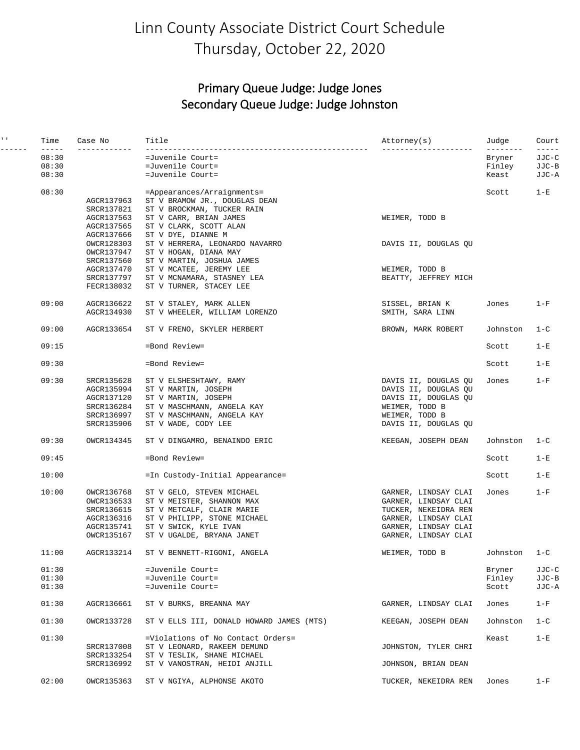# Linn County Associate District Court Schedule
# Thursday, October 22, 2020

## Primary Queue Judge: Judge Jones
## Secondary Queue Judge: Judge Johnston

| '' | Time | Case No | Title | Attorney(s) | Judge | Court |
|---|---|---|---|---|---|---|
| | 08:30 | | =Juvenile Court= | | Bryner | JJC-C |
| | 08:30 | | =Juvenile Court= | | Finley | JJC-B |
| | 08:30 | | =Juvenile Court= | | Keast | JJC-A |
| | 08:30 | | =Appearances/Arraignments= | | Scott | 1-E |
| | | AGCR137963 | ST V BRAMOW JR., DOUGLAS DEAN | | | |
| | | SRCR137821 | ST V BROCKMAN, TUCKER RAIN | | | |
| | | AGCR137563 | ST V CARR, BRIAN JAMES | WEIMER, TODD B | | |
| | | AGCR137565 | ST V CLARK, SCOTT ALAN | | | |
| | | AGCR137666 | ST V DYE, DIANNE M | | | |
| | | OWCR128303 | ST V HERRERA, LEONARDO NAVARRO | DAVIS II, DOUGLAS QU | | |
| | | OWCR137947 | ST V HOGAN, DIANA MAY | | | |
| | | SRCR137560 | ST V MARTIN, JOSHUA JAMES | | | |
| | | AGCR137470 | ST V MCATEE, JEREMY LEE | WEIMER, TODD B | | |
| | | SRCR137797 | ST V MCNAMARA, STASNEY LEA | BEATTY, JEFFREY MICH | | |
| | | FECR138032 | ST V TURNER, STACEY LEE | | | |
| | 09:00 | AGCR136622 | ST V STALEY, MARK ALLEN | SISSEL, BRIAN K | Jones | 1-F |
| | | AGCR134930 | ST V WHEELER, WILLIAM LORENZO | SMITH, SARA LINN | | |
| | 09:00 | AGCR133654 | ST V FRENO, SKYLER HERBERT | BROWN, MARK ROBERT | Johnston | 1-C |
| | 09:15 | | =Bond Review= | | Scott | 1-E |
| | 09:30 | | =Bond Review= | | Scott | 1-E |
| | 09:30 | SRCR135628 | ST V ELSHESHTAWY, RAMY | DAVIS II, DOUGLAS QU | Jones | 1-F |
| | | AGCR135994 | ST V MARTIN, JOSEPH | DAVIS II, DOUGLAS QU | | |
| | | AGCR137120 | ST V MARTIN, JOSEPH | DAVIS II, DOUGLAS QU | | |
| | | SRCR136284 | ST V MASCHMANN, ANGELA KAY | WEIMER, TODD B | | |
| | | SRCR136997 | ST V MASCHMANN, ANGELA KAY | WEIMER, TODD B | | |
| | | SRCR135906 | ST V WADE, CODY LEE | DAVIS II, DOUGLAS QU | | |
| | 09:30 | OWCR134345 | ST V DINGAMRO, BENAINDO ERIC | KEEGAN, JOSEPH DEAN | Johnston | 1-C |
| | 09:45 | | =Bond Review= | | Scott | 1-E |
| | 10:00 | | =In Custody-Initial Appearance= | | Scott | 1-E |
| | 10:00 | OWCR136768 | ST V GELO, STEVEN MICHAEL | GARNER, LINDSAY CLAI | Jones | 1-F |
| | | OWCR136533 | ST V MEISTER, SHANNON MAX | GARNER, LINDSAY CLAI | | |
| | | SRCR136615 | ST V METCALF, CLAIR MARIE | TUCKER, NEKEIDRA REN | | |
| | | AGCR136316 | ST V PHILIPP, STONE MICHAEL | GARNER, LINDSAY CLAI | | |
| | | AGCR135741 | ST V SWICK, KYLE IVAN | GARNER, LINDSAY CLAI | | |
| | | OWCR135167 | ST V UGALDE, BRYANA JANET | GARNER, LINDSAY CLAI | | |
| | 11:00 | AGCR133214 | ST V BENNETT-RIGONI, ANGELA | WEIMER, TODD B | Johnston | 1-C |
| | 01:30 | | =Juvenile Court= | | Bryner | JJC-C |
| | 01:30 | | =Juvenile Court= | | Finley | JJC-B |
| | 01:30 | | =Juvenile Court= | | Scott | JJC-A |
| | 01:30 | AGCR136661 | ST V BURKS, BREANNA MAY | GARNER, LINDSAY CLAI | Jones | 1-F |
| | 01:30 | OWCR133728 | ST V ELLS III, DONALD HOWARD JAMES (MTS) | KEEGAN, JOSEPH DEAN | Johnston | 1-C |
| | 01:30 | | =Violations of No Contact Orders= | | Keast | 1-E |
| | | SRCR137008 | ST V LEONARD, RAKEEM DEMUND | JOHNSTON, TYLER CHRI | | |
| | | SRCR133254 | ST V TESLIK, SHANE MICHAEL | | | |
| | | SRCR136992 | ST V VANOSTRAN, HEIDI ANJILL | JOHNSON, BRIAN DEAN | | |
| | 02:00 | OWCR135363 | ST V NGIYA, ALPHONSE AKOTO | TUCKER, NEKEIDRA REN | Jones | 1-F |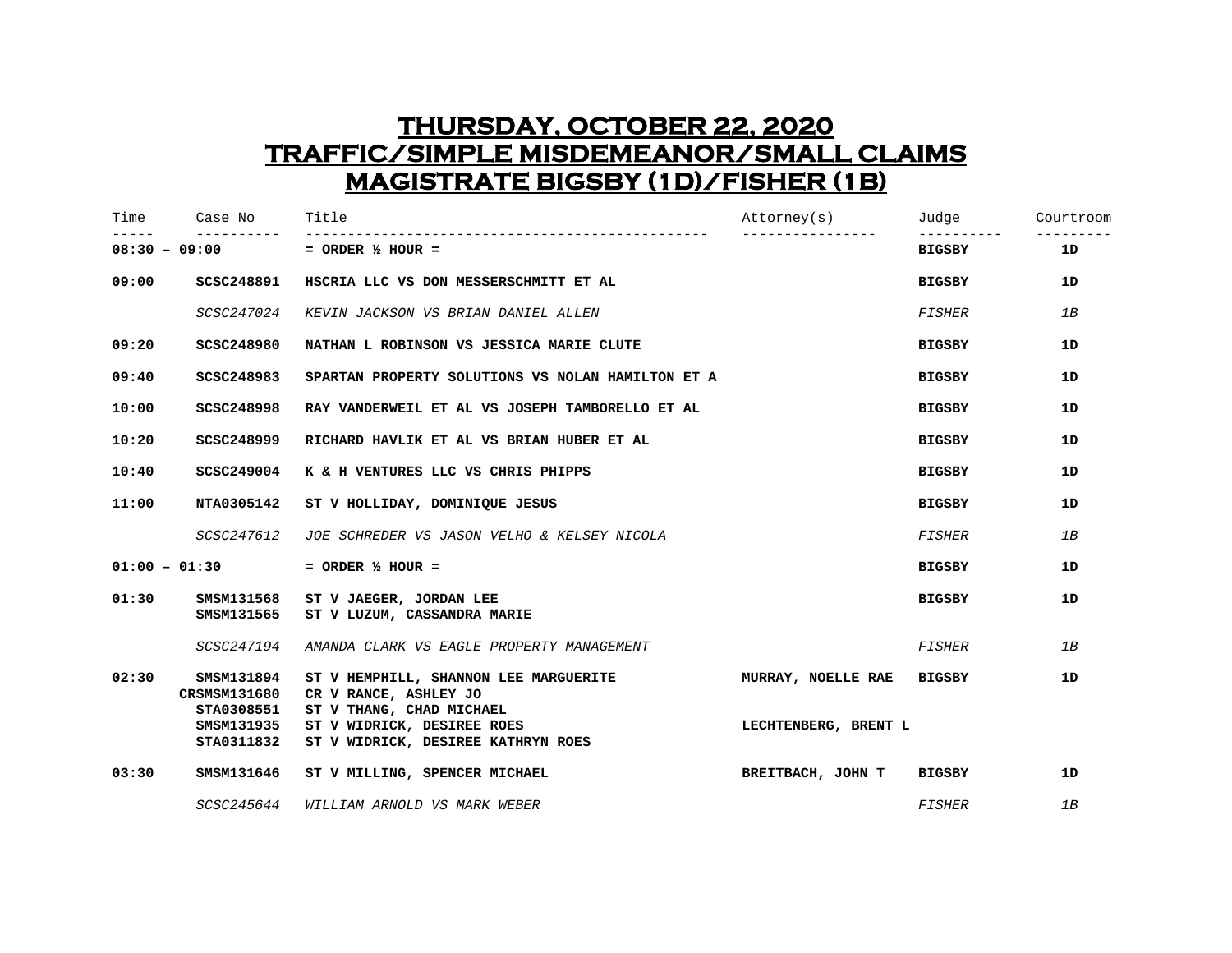# THURSDAY, OCTOBER 22, 2020
# TRAFFIC/SIMPLE MISDEMEANOR/SMALL CLAIMS
# MAGISTRATE BIGSBY (1D)/FISHER (1B)

| Time | Case No | Title | Attorney(s) | Judge | Courtroom |
|---|---|---|---|---|---|
| **08:30 – 09:00** | | **= ORDER ½ HOUR =** | | **BIGSBY** | **1D** |
| **09:00** | **SCSC248891** | **HSCRIA LLC VS DON MESSERSCHMITT ET AL** | | **BIGSBY** | **1D** |
| | *SCSC247024* | *KEVIN JACKSON VS BRIAN DANIEL ALLEN* | | *FISHER* | *1B* |
| **09:20** | **SCSC248980** | **NATHAN L ROBINSON VS JESSICA MARIE CLUTE** | | **BIGSBY** | **1D** |
| **09:40** | **SCSC248983** | **SPARTAN PROPERTY SOLUTIONS VS NOLAN HAMILTON ET A** | | **BIGSBY** | **1D** |
| **10:00** | **SCSC248998** | **RAY VANDERWEIL ET AL VS JOSEPH TAMBORELLO ET AL** | | **BIGSBY** | **1D** |
| **10:20** | **SCSC248999** | **RICHARD HAVLIK ET AL VS BRIAN HUBER ET AL** | | **BIGSBY** | **1D** |
| **10:40** | **SCSC249004** | **K & H VENTURES LLC VS CHRIS PHIPPS** | | **BIGSBY** | **1D** |
| **11:00** | **NTA0305142** | **ST V HOLLIDAY, DOMINIQUE JESUS** | | **BIGSBY** | **1D** |
| | *SCSC247612* | *JOE SCHREDER VS JASON VELHO & KELSEY NICOLA* | | *FISHER* | *1B* |
| **01:00 – 01:30** | | **= ORDER ½ HOUR =** | | **BIGSBY** | **1D** |
| **01:30** | **SMSM131568** | **ST V JAEGER, JORDAN LEE** | | **BIGSBY** | **1D** |
| | **SMSM131565** | **ST V LUZUM, CASSANDRA MARIE** | | | |
| | *SCSC247194* | *AMANDA CLARK VS EAGLE PROPERTY MANAGEMENT* | | *FISHER* | *1B* |
| **02:30** | **SMSM131894** | **ST V HEMPHILL, SHANNON LEE MARGUERITE** | **MURRAY, NOELLE RAE** | **BIGSBY** | **1D** |
| | **CRSMSM131680** | **CR V RANCE, ASHLEY JO** | | | |
| | **STA0308551** | **ST V THANG, CHAD MICHAEL** | | | |
| | **SMSM131935** | **ST V WIDRICK, DESIREE ROES** | **LECHTENBERG, BRENT L** | | |
| | **STA0311832** | **ST V WIDRICK, DESIREE KATHRYN ROES** | | | |
| **03:30** | **SMSM131646** | **ST V MILLING, SPENCER MICHAEL** | **BREITBACH, JOHN T** | **BIGSBY** | **1D** |
| | *SCSC245644* | *WILLIAM ARNOLD VS MARK WEBER* | | *FISHER* | *1B* |